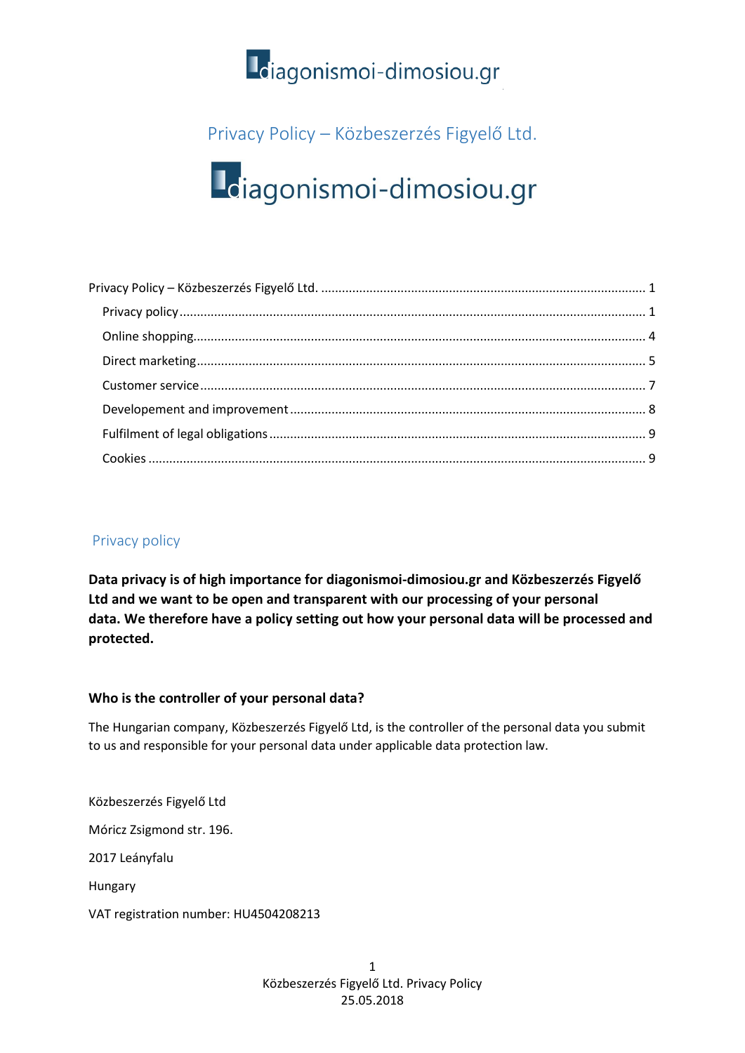diagonismoi-dimosiou.gr

# Privacy Policy – Közbeszerzés Figyelő Ltd.

diagonismoi-dimosiou.gr

Privacy Policy – Közbeszerzés Figyelő Ltd. ............................................................ 1
- Privacy policy ............................................................ 1
- Online shopping ............................................................ 4
- Direct marketing ............................................................ 5
- Customer service ............................................................ 7
- Developement and improvement ............................................................ 8
- Fulfilment of legal obligations ............................................................ 9
- Cookies ............................................................ 9

## Privacy policy

**Data privacy is of high importance for diagonismoi-dimosiou.gr and Közbeszerzés Figyelő Ltd and we want to be open and transparent with our processing of your personal data. We therefore have a policy setting out how your personal data will be processed and protected.**

### Who is the controller of your personal data?

The Hungarian company, Közbeszerzés Figyelő Ltd, is the controller of the personal data you submit to us and responsible for your personal data under applicable data protection law.

Közbeszerzés Figyelő Ltd

Móricz Zsigmond str. 196.

2017 Leányfalu

Hungary

VAT registration number: HU4504208213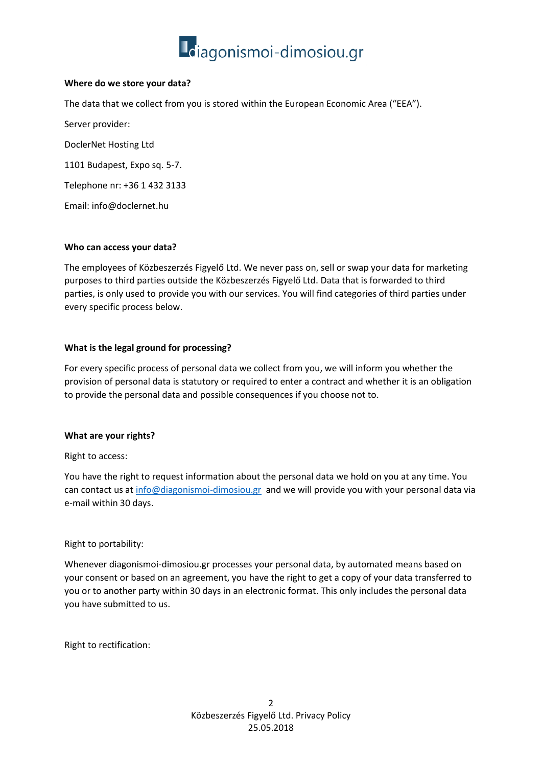**Where do we store your data?**

The data that we collect from you is stored within the European Economic Area ("EEA").

Server provider:

DoclerNet Hosting Ltd

1101 Budapest, Expo sq. 5-7.

Telephone nr: +36 1 432 3133

Email: info@doclernet.hu

**Who can access your data?**

The employees of Közbeszerzés Figyelő Ltd. We never pass on, sell or swap your data for marketing purposes to third parties outside the Közbeszerzés Figyelő Ltd. Data that is forwarded to third parties, is only used to provide you with our services. You will find categories of third parties under every specific process below.

**What is the legal ground for processing?**

For every specific process of personal data we collect from you, we will inform you whether the provision of personal data is statutory or required to enter a contract and whether it is an obligation to provide the personal data and possible consequences if you choose not to.

**What are your rights?**

Right to access:

You have the right to request information about the personal data we hold on you at any time. You can contact us at info@diagonismoi-dimosiou.gr and we will provide you with your personal data via e-mail within 30 days.

Right to portability:

Whenever diagonismoi-dimosiou.gr processes your personal data, by automated means based on your consent or based on an agreement, you have the right to get a copy of your data transferred to you or to another party within 30 days in an electronic format. This only includes the personal data you have submitted to us.

Right to rectification: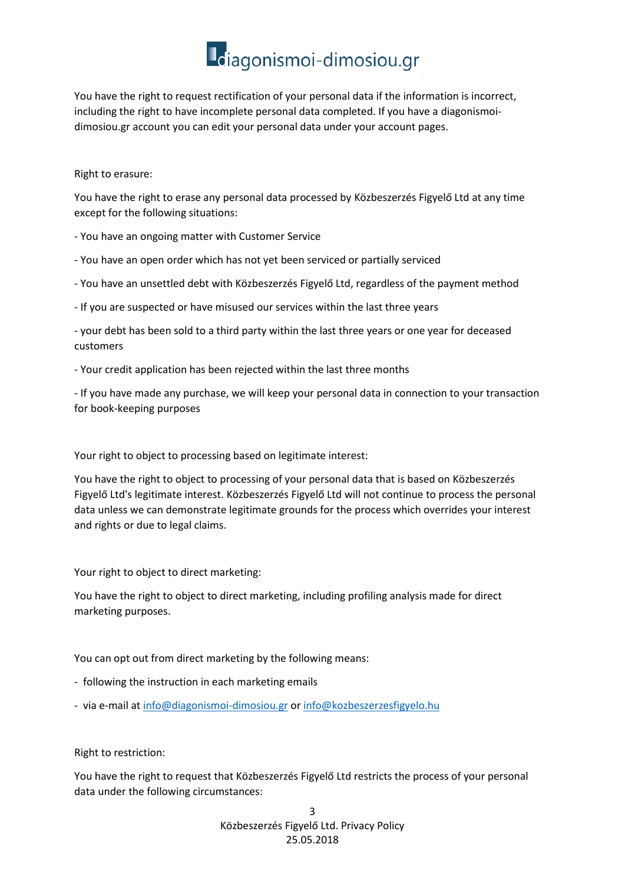You have the right to request rectification of your personal data if the information is incorrect, including the right to have incomplete personal data completed. If you have a diagonismoi-dimosiou.gr account you can edit your personal data under your account pages.

Right to erasure:

You have the right to erase any personal data processed by Közbeszerzés Figyelő Ltd at any time except for the following situations:

- You have an ongoing matter with Customer Service
- You have an open order which has not yet been serviced or partially serviced
- You have an unsettled debt with Közbeszerzés Figyelő Ltd, regardless of the payment method
- If you are suspected or have misused our services within the last three years
- your debt has been sold to a third party within the last three years or one year for deceased customers
- Your credit application has been rejected within the last three months
- If you have made any purchase, we will keep your personal data in connection to your transaction for book-keeping purposes

Your right to object to processing based on legitimate interest:

You have the right to object to processing of your personal data that is based on Közbeszerzés Figyelő Ltd's legitimate interest. Közbeszerzés Figyelő Ltd will not continue to process the personal data unless we can demonstrate legitimate grounds for the process which overrides your interest and rights or due to legal claims.

Your right to object to direct marketing:

You have the right to object to direct marketing, including profiling analysis made for direct marketing purposes.

You can opt out from direct marketing by the following means:

- following the instruction in each marketing emails
- via e-mail at info@diagonismoi-dimosiou.gr or info@kozbeszerzesfigyelo.hu

Right to restriction:

You have the right to request that Közbeszerzés Figyelő Ltd restricts the process of your personal data under the following circumstances: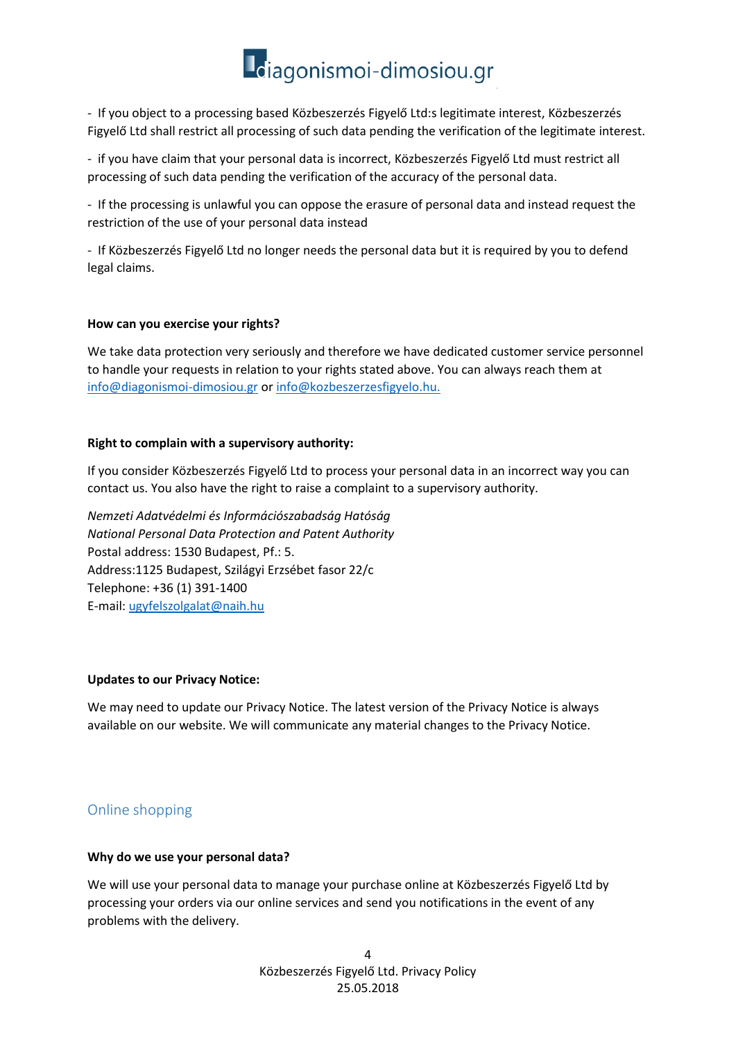- If you object to a processing based Közbeszerzés Figyelő Ltd:s legitimate interest, Közbeszerzés Figyelő Ltd shall restrict all processing of such data pending the verification of the legitimate interest.

- if you have claim that your personal data is incorrect, Közbeszerzés Figyelő Ltd must restrict all processing of such data pending the verification of the accuracy of the personal data.

- If the processing is unlawful you can oppose the erasure of personal data and instead request the restriction of the use of your personal data instead

- If Közbeszerzés Figyelő Ltd no longer needs the personal data but it is required by you to defend legal claims.

**How can you exercise your rights?**

We take data protection very seriously and therefore we have dedicated customer service personnel to handle your requests in relation to your rights stated above. You can always reach them at info@diagonismoi-dimosiou.gr or info@kozbeszerzesfigyelo.hu.

**Right to complain with a supervisory authority:**

If you consider Közbeszerzés Figyelő Ltd to process your personal data in an incorrect way you can contact us. You also have the right to raise a complaint to a supervisory authority.

*Nemzeti Adatvédelmi és Információszabadság Hatóság*
*National Personal Data Protection and Patent Authority*
Postal address: 1530 Budapest, Pf.: 5.
Address:1125 Budapest, Szilágyi Erzsébet fasor 22/c
Telephone: +36 (1) 391-1400
E-mail: ugyfelszolgalat@naih.hu

**Updates to our Privacy Notice:**

We may need to update our Privacy Notice. The latest version of the Privacy Notice is always available on our website. We will communicate any material changes to the Privacy Notice.

## Online shopping

**Why do we use your personal data?**

We will use your personal data to manage your purchase online at Közbeszerzés Figyelő Ltd by processing your orders via our online services and send you notifications in the event of any problems with the delivery.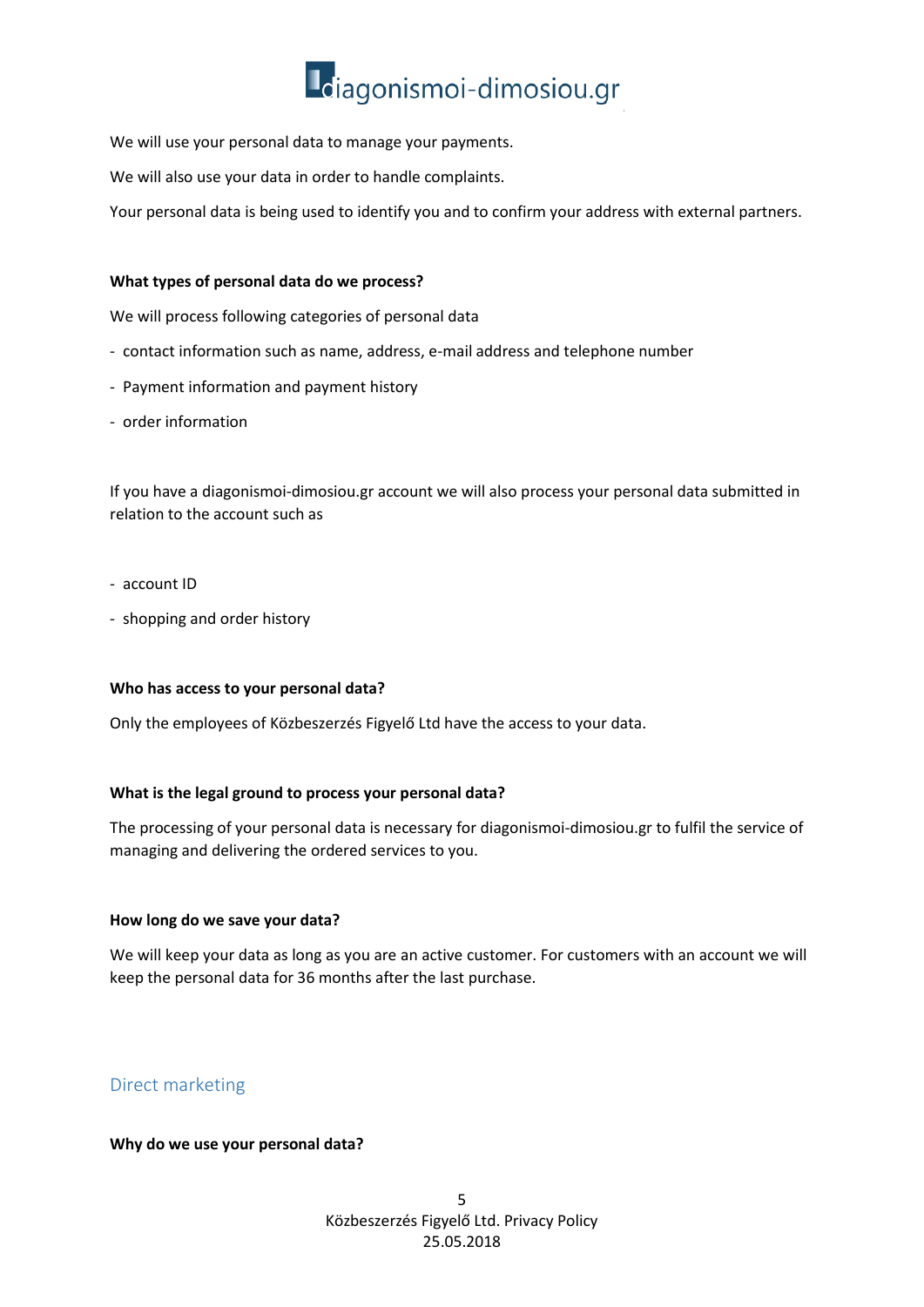We will use your personal data to manage your payments.

We will also use your data in order to handle complaints.

Your personal data is being used to identify you and to confirm your address with external partners.

**What types of personal data do we process?**

We will process following categories of personal data

- contact information such as name, address, e-mail address and telephone number
- Payment information and payment history
- order information

If you have a diagonismoi-dimosiou.gr account we will also process your personal data submitted in relation to the account such as

- account ID
- shopping and order history

**Who has access to your personal data?**

Only the employees of Közbeszerzés Figyelő Ltd have the access to your data.

**What is the legal ground to process your personal data?**

The processing of your personal data is necessary for diagonismoi-dimosiou.gr to fulfil the service of managing and delivering the ordered services to you.

**How long do we save your data?**

We will keep your data as long as you are an active customer. For customers with an account we will keep the personal data for 36 months after the last purchase.

## Direct marketing

**Why do we use your personal data?**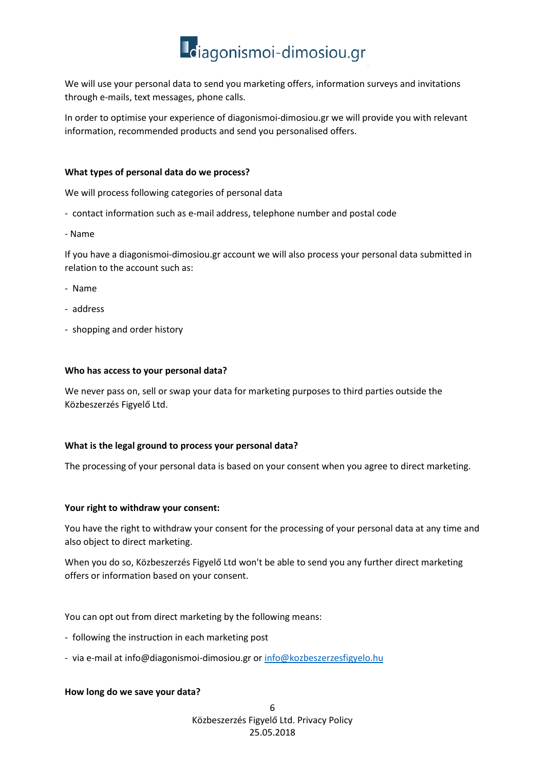We will use your personal data to send you marketing offers, information surveys and invitations through e-mails, text messages, phone calls.

In order to optimise your experience of diagonismoi-dimosiou.gr we will provide you with relevant information, recommended products and send you personalised offers.

**What types of personal data do we process?**

We will process following categories of personal data

- contact information such as e-mail address, telephone number and postal code
- Name

If you have a diagonismoi-dimosiou.gr account we will also process your personal data submitted in relation to the account such as:

- Name
- address
- shopping and order history

**Who has access to your personal data?**

We never pass on, sell or swap your data for marketing purposes to third parties outside the Közbeszerzés Figyelő Ltd.

**What is the legal ground to process your personal data?**

The processing of your personal data is based on your consent when you agree to direct marketing.

**Your right to withdraw your consent:**

You have the right to withdraw your consent for the processing of your personal data at any time and also object to direct marketing.

When you do so, Közbeszerzés Figyelő Ltd won't be able to send you any further direct marketing offers or information based on your consent.

You can opt out from direct marketing by the following means:

- following the instruction in each marketing post
- via e-mail at info@diagonismoi-dimosiou.gr or info@kozbeszerzesfigyelo.hu

**How long do we save your data?**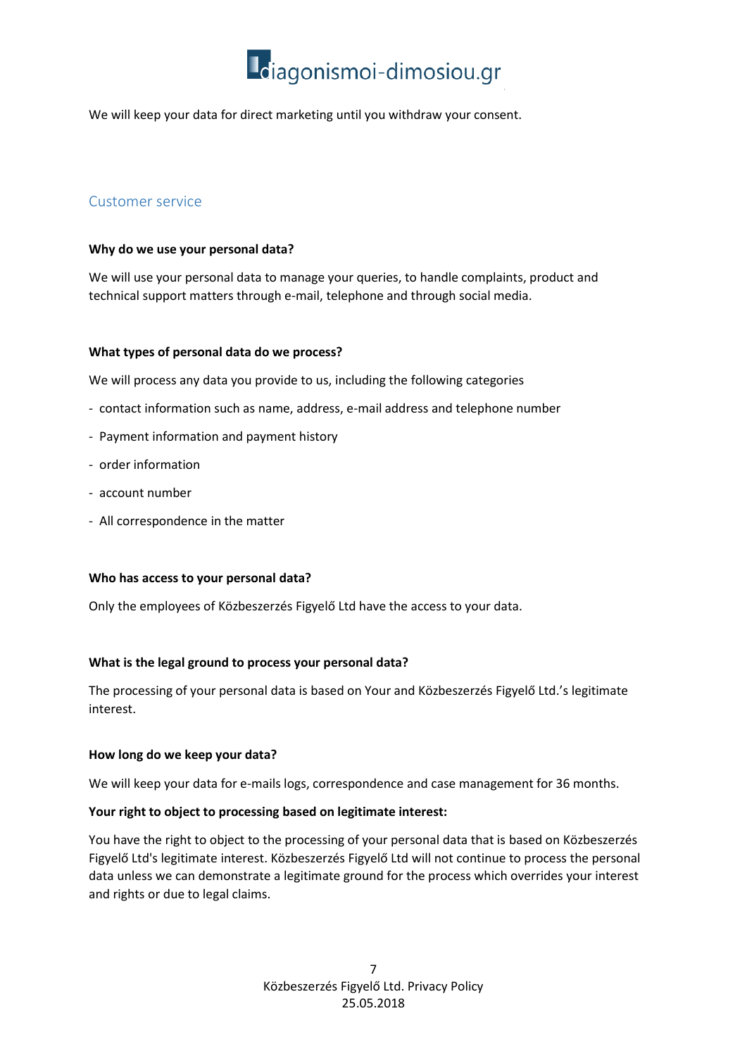We will keep your data for direct marketing until you withdraw your consent.

## Customer service

**Why do we use your personal data?**

We will use your personal data to manage your queries, to handle complaints, product and technical support matters through e-mail, telephone and through social media.

**What types of personal data do we process?**

We will process any data you provide to us, including the following categories

- contact information such as name, address, e-mail address and telephone number
- Payment information and payment history
- order information
- account number
- All correspondence in the matter

**Who has access to your personal data?**

Only the employees of Közbeszerzés Figyelő Ltd have the access to your data.

**What is the legal ground to process your personal data?**

The processing of your personal data is based on Your and Közbeszerzés Figyelő Ltd.'s legitimate interest.

**How long do we keep your data?**

We will keep your data for e-mails logs, correspondence and case management for 36 months.

**Your right to object to processing based on legitimate interest:**

You have the right to object to the processing of your personal data that is based on Közbeszerzés Figyelő Ltd's legitimate interest. Közbeszerzés Figyelő Ltd will not continue to process the personal data unless we can demonstrate a legitimate ground for the process which overrides your interest and rights or due to legal claims.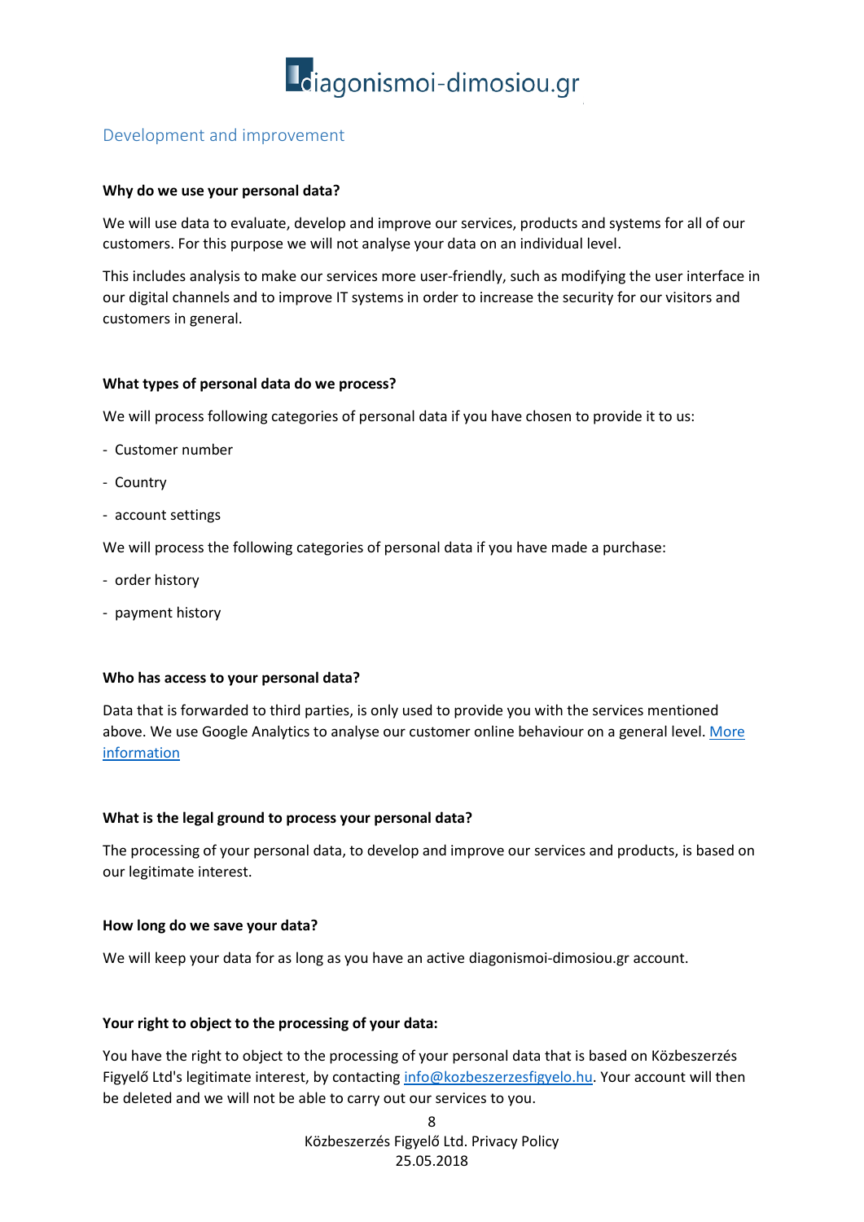## Development and improvement

**Why do we use your personal data?**

We will use data to evaluate, develop and improve our services, products and systems for all of our customers. For this purpose we will not analyse your data on an individual level.

This includes analysis to make our services more user-friendly, such as modifying the user interface in our digital channels and to improve IT systems in order to increase the security for our visitors and customers in general.

**What types of personal data do we process?**

We will process following categories of personal data if you have chosen to provide it to us:

- Customer number
- Country
- account settings

We will process the following categories of personal data if you have made a purchase:

- order history
- payment history

**Who has access to your personal data?**

Data that is forwarded to third parties, is only used to provide you with the services mentioned above. We use Google Analytics to analyse our customer online behaviour on a general level. More information

**What is the legal ground to process your personal data?**

The processing of your personal data, to develop and improve our services and products, is based on our legitimate interest.

**How long do we save your data?**

We will keep your data for as long as you have an active diagonismoi-dimosiou.gr account.

**Your right to object to the processing of your data:**

You have the right to object to the processing of your personal data that is based on Közbeszerzés Figyelő Ltd's legitimate interest, by contacting info@kozbeszerzesfigyelo.hu. Your account will then be deleted and we will not be able to carry out our services to you.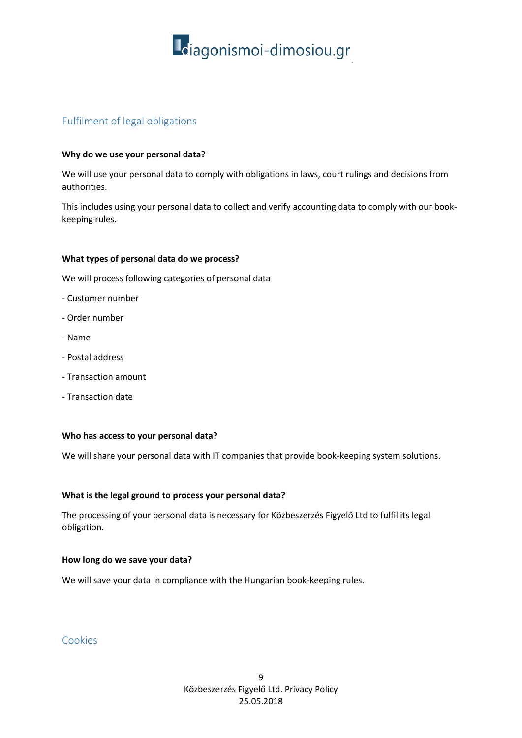## Fulfilment of legal obligations

**Why do we use your personal data?**

We will use your personal data to comply with obligations in laws, court rulings and decisions from authorities.

This includes using your personal data to collect and verify accounting data to comply with our book-keeping rules.

**What types of personal data do we process?**

We will process following categories of personal data

- Customer number
- Order number
- Name
- Postal address
- Transaction amount
- Transaction date

**Who has access to your personal data?**

We will share your personal data with IT companies that provide book-keeping system solutions.

**What is the legal ground to process your personal data?**

The processing of your personal data is necessary for Közbeszerzés Figyelő Ltd to fulfil its legal obligation.

**How long do we save your data?**

We will save your data in compliance with the Hungarian book-keeping rules.

## Cookies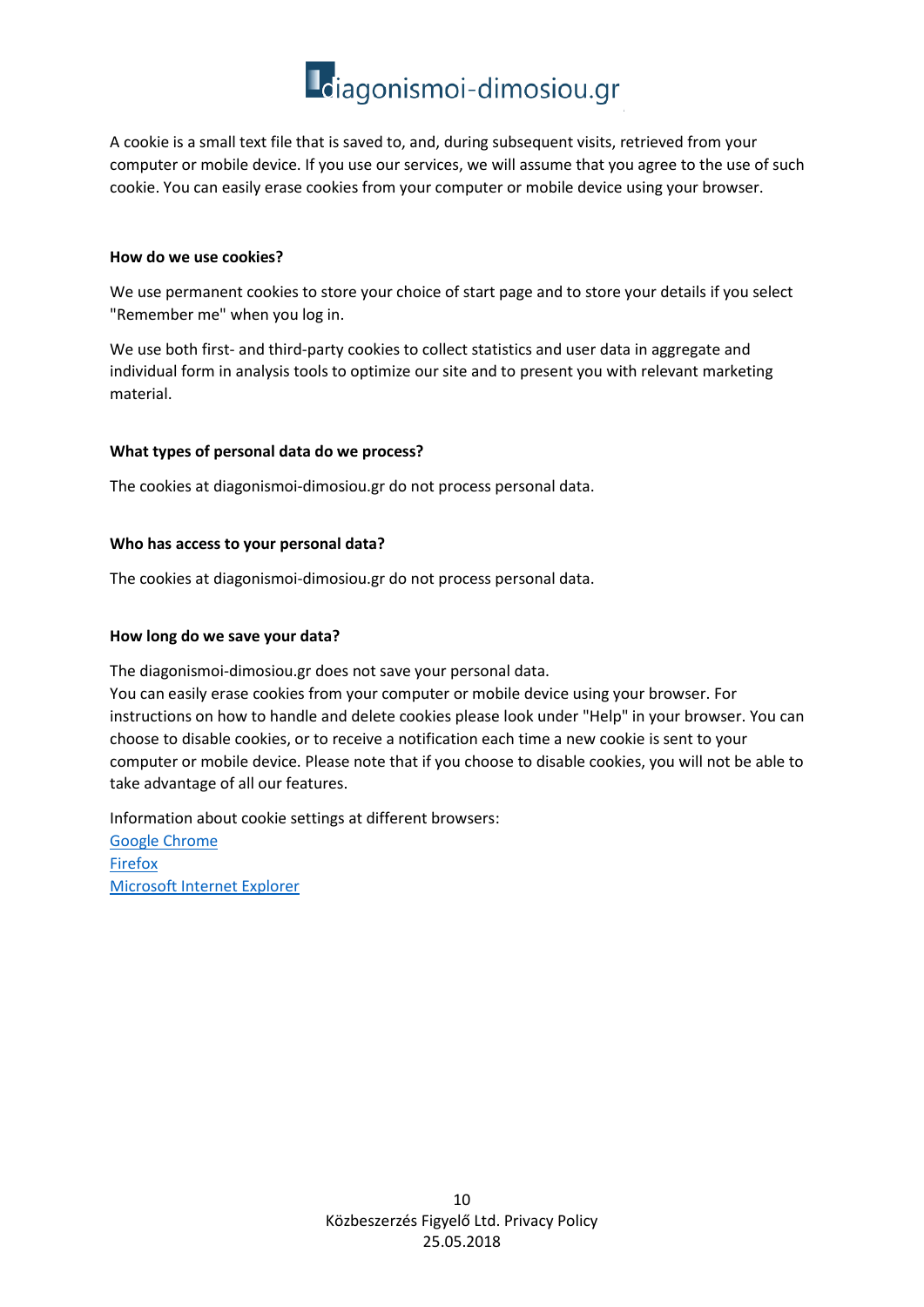A cookie is a small text file that is saved to, and, during subsequent visits, retrieved from your computer or mobile device. If you use our services, we will assume that you agree to the use of such cookie. You can easily erase cookies from your computer or mobile device using your browser.

**How do we use cookies?**

We use permanent cookies to store your choice of start page and to store your details if you select "Remember me" when you log in.

We use both first- and third-party cookies to collect statistics and user data in aggregate and individual form in analysis tools to optimize our site and to present you with relevant marketing material.

**What types of personal data do we process?**

The cookies at diagonismoi-dimosiou.gr do not process personal data.

**Who has access to your personal data?**

The cookies at diagonismoi-dimosiou.gr do not process personal data.

**How long do we save your data?**

The diagonismoi-dimosiou.gr does not save your personal data.
You can easily erase cookies from your computer or mobile device using your browser. For instructions on how to handle and delete cookies please look under "Help" in your browser. You can choose to disable cookies, or to receive a notification each time a new cookie is sent to your computer or mobile device. Please note that if you choose to disable cookies, you will not be able to take advantage of all our features.

Information about cookie settings at different browsers:
Google Chrome
Firefox
Microsoft Internet Explorer